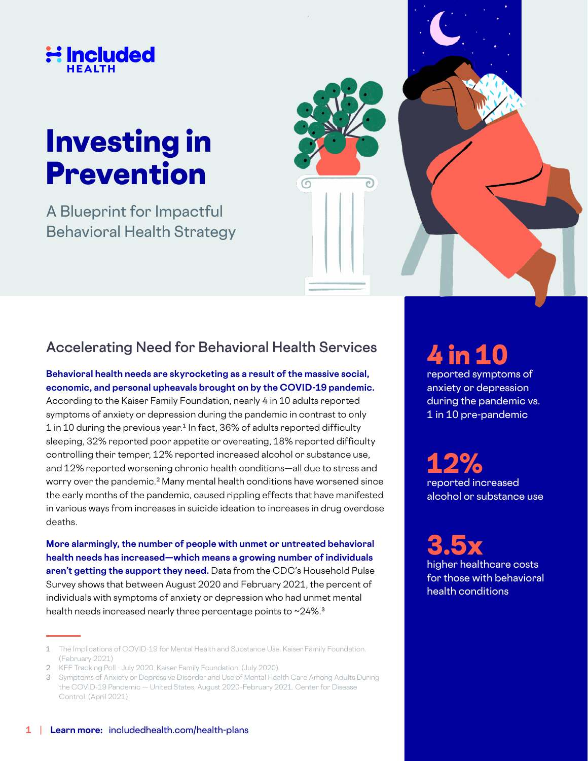Included HEALTH

# Investing in Prevention

A Blueprint for Impactful Behavioral Health Strategy

## Accelerating Need for Behavioral Health Services

**Behavioral health needs are skyrocketing as a result of the massive social, economic, and personal upheavals brought on by the COVID-19 pandemic.** According to the Kaiser Family Foundation, nearly 4 in 10 adults reported symptoms of anxiety or depression during the pandemic in contrast to only 1 in 10 during the previous year.[1] In fact, 36% of adults reported difficulty sleeping, 32% reported poor appetite or overeating, 18% reported difficulty controlling their temper, 12% reported increased alcohol or substance use, and 12% reported worsening chronic health conditions—all due to stress and worry over the pandemic.[2] Many mental health conditions have worsened since the early months of the pandemic, caused rippling effects that have manifested in various ways from increases in suicide ideation to increases in drug overdose deaths.

**More alarmingly, the number of people with unmet or untreated behavioral health needs has increased—which means a growing number of individuals aren't getting the support they need.** Data from the CDC's Household Pulse Survey shows that between August 2020 and February 2021, the percent of individuals with symptoms of anxiety or depression who had unmet mental health needs increased nearly three percentage points to ~24%.[3]

**4 in 10**
reported symptoms of anxiety or depression during the pandemic vs. 1 in 10 pre-pandemic

**12%**
reported increased alcohol or substance use

**3.5x**
higher healthcare costs for those with behavioral health conditions

1 The Implications of COVID-19 for Mental Health and Substance Use. Kaiser Family Foundation. (February 2021)
2 KFF Tracking Poll - July 2020. Kaiser Family Foundation. (July 2020)
3 Symptoms of Anxiety or Depressive Disorder and Use of Mental Health Care Among Adults During the COVID-19 Pandemic — United States, August 2020-February 2021. Center for Disease Control. (April 2021)

**Learn more:** includedhealth.com/health-plans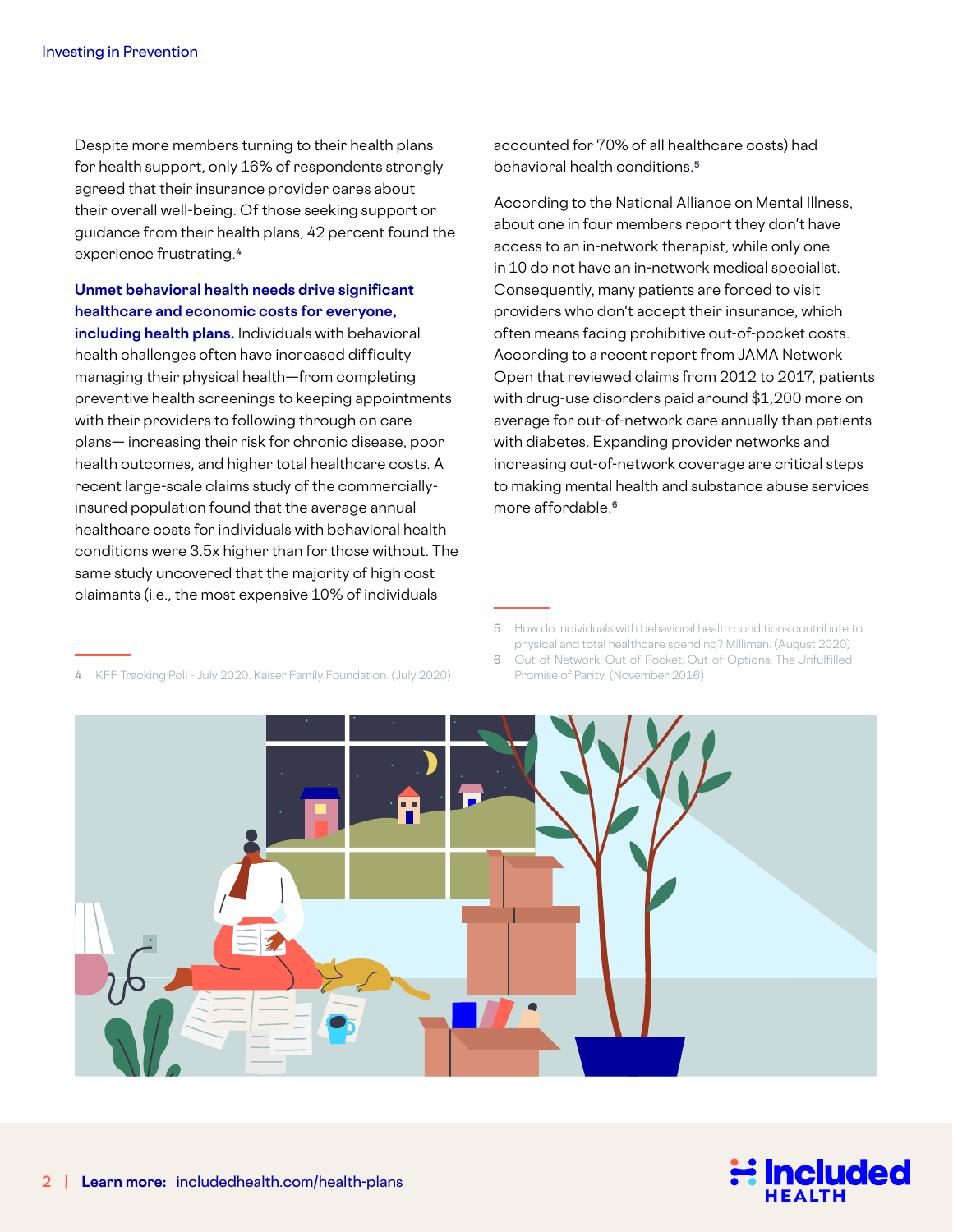Despite more members turning to their health plans for health support, only 16% of respondents strongly agreed that their insurance provider cares about their overall well-being. Of those seeking support or guidance from their health plans, 42 percent found the experience frustrating.[4]

**Unmet behavioral health needs drive significant healthcare and economic costs for everyone, including health plans.** Individuals with behavioral health challenges often have increased difficulty managing their physical health—from completing preventive health screenings to keeping appointments with their providers to following through on care plans— increasing their risk for chronic disease, poor health outcomes, and higher total healthcare costs. A recent large-scale claims study of the commercially-insured population found that the average annual healthcare costs for individuals with behavioral health conditions were 3.5x higher than for those without. The same study uncovered that the majority of high cost claimants (i.e., the most expensive 10% of individuals accounted for 70% of all healthcare costs) had behavioral health conditions.[5]

According to the National Alliance on Mental Illness, about one in four members report they don't have access to an in-network therapist, while only one in 10 do not have an in-network medical specialist. Consequently, many patients are forced to visit providers who don't accept their insurance, which often means facing prohibitive out-of-pocket costs. According to a recent report from JAMA Network Open that reviewed claims from 2012 to 2017, patients with drug-use disorders paid around $1,200 more on average for out-of-network care annually than patients with diabetes. Expanding provider networks and increasing out-of-network coverage are critical steps to making mental health and substance abuse services more affordable.[6]

4 KFF Tracking Poll - July 2020. Kaiser Family Foundation. (July 2020)

5 How do individuals with behavioral health conditions contribute to physical and total healthcare spending? Milliman. (August 2020)

6 Out-of-Network, Out-of-Pocket, Out-of-Options: The Unfulfilled Promise of Parity. (November 2016)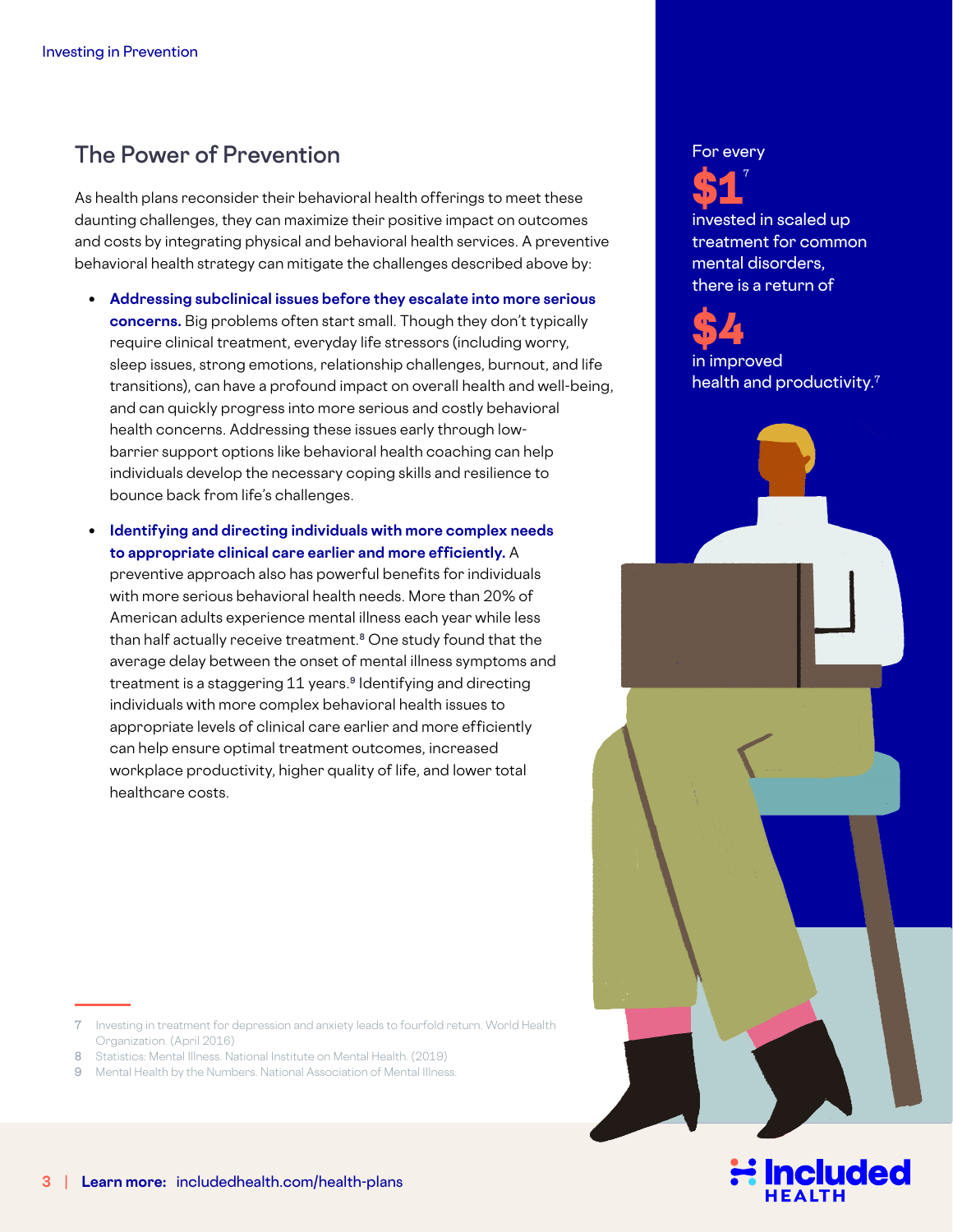## The Power of Prevention

As health plans reconsider their behavioral health offerings to meet these daunting challenges, they can maximize their positive impact on outcomes and costs by integrating physical and behavioral health services. A preventive behavioral health strategy can mitigate the challenges described above by:

- **Addressing subclinical issues before they escalate into more serious concerns.** Big problems often start small. Though they don't typically require clinical treatment, everyday life stressors (including worry, sleep issues, strong emotions, relationship challenges, burnout, and life transitions), can have a profound impact on overall health and well-being, and can quickly progress into more serious and costly behavioral health concerns. Addressing these issues early through low-barrier support options like behavioral health coaching can help individuals develop the necessary coping skills and resilience to bounce back from life's challenges.
- **Identifying and directing individuals with more complex needs to appropriate clinical care earlier and more efficiently.** A preventive approach also has powerful benefits for individuals with more serious behavioral health needs. More than 20% of American adults experience mental illness each year while less than half actually receive treatment.[8] One study found that the average delay between the onset of mental illness symptoms and treatment is a staggering 11 years.[9] Identifying and directing individuals with more complex behavioral health issues to appropriate levels of clinical care earlier and more efficiently can help ensure optimal treatment outcomes, increased workplace productivity, higher quality of life, and lower total healthcare costs.

For every **$1**[7] invested in scaled up treatment for common mental disorders, there is a return of **$4** in improved health and productivity.[7]

7 Investing in treatment for depression and anxiety leads to fourfold return. World Health Organization. (April 2016)

8 Statistics: Mental Illness. National Institute on Mental Health. (2019)

9 Mental Health by the Numbers. National Association of Mental Illness.

**Learn more:** includedhealth.com/health-plans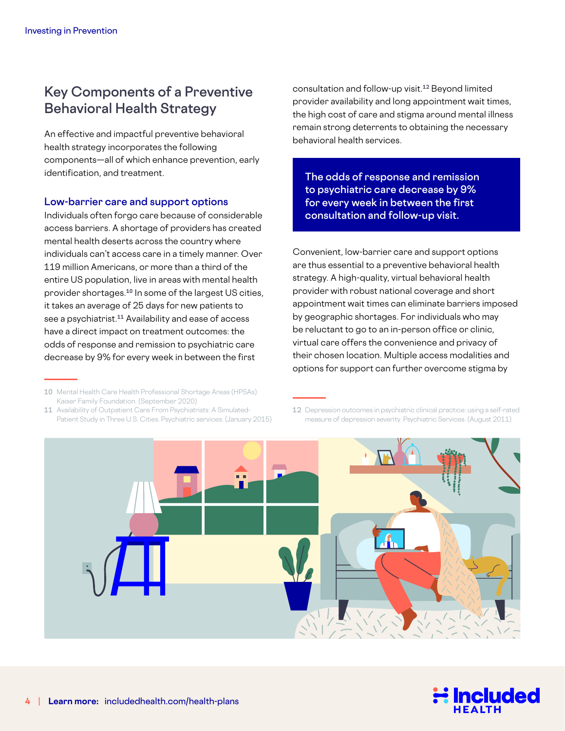## Key Components of a Preventive Behavioral Health Strategy

An effective and impactful preventive behavioral health strategy incorporates the following components—all of which enhance prevention, early identification, and treatment.

### Low-barrier care and support options

Individuals often forgo care because of considerable access barriers. A shortage of providers has created mental health deserts across the country where individuals can't access care in a timely manner. Over 119 million Americans, or more than a third of the entire US population, live in areas with mental health provider shortages.[10] In some of the largest US cities, it takes an average of 25 days for new patients to see a psychiatrist.[11] Availability and ease of access have a direct impact on treatment outcomes: the odds of response and remission to psychiatric care decrease by 9% for every week in between the first consultation and follow-up visit.[12] Beyond limited provider availability and long appointment wait times, the high cost of care and stigma around mental illness remain strong deterrents to obtaining the necessary behavioral health services.

> **The odds of response and remission to psychiatric care decrease by 9% for every week in between the first consultation and follow-up visit.**

Convenient, low-barrier care and support options are thus essential to a preventive behavioral health strategy. A high-quality, virtual behavioral health provider with robust national coverage and short appointment wait times can eliminate barriers imposed by geographic shortages. For individuals who may be reluctant to go to an in-person office or clinic, virtual care offers the convenience and privacy of their chosen location. Multiple access modalities and options for support can further overcome stigma by

---

10 Mental Health Care Health Professional Shortage Areas (HPSAs). Kaiser Family Foundation. (September 2020)

11 Availability of Outpatient Care From Psychiatrists: A Simulated-Patient Study in Three U.S. Cities. Psychiatric services. (January 2015)

12 Depression outcomes in psychiatric clinical practice: using a self-rated measure of depression severity. Psychiatric Services. (August 2011)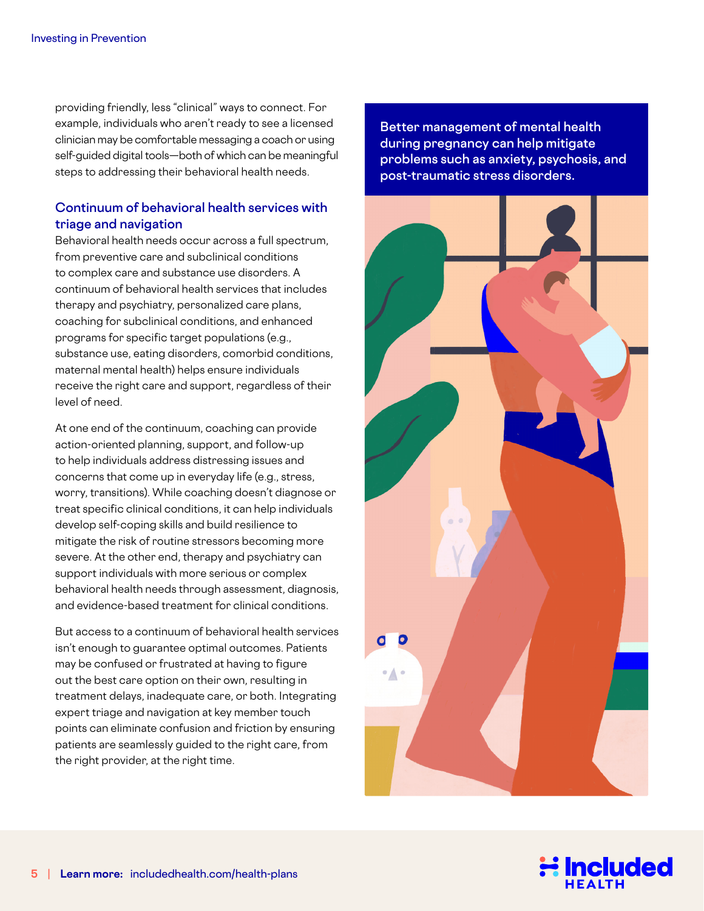providing friendly, less "clinical" ways to connect. For example, individuals who aren't ready to see a licensed clinician may be comfortable messaging a coach or using self-guided digital tools—both of which can be meaningful steps to addressing their behavioral health needs.

## Continuum of behavioral health services with triage and navigation

Behavioral health needs occur across a full spectrum, from preventive care and subclinical conditions to complex care and substance use disorders. A continuum of behavioral health services that includes therapy and psychiatry, personalized care plans, coaching for subclinical conditions, and enhanced programs for specific target populations (e.g., substance use, eating disorders, comorbid conditions, maternal mental health) helps ensure individuals receive the right care and support, regardless of their level of need.

At one end of the continuum, coaching can provide action-oriented planning, support, and follow-up to help individuals address distressing issues and concerns that come up in everyday life (e.g., stress, worry, transitions). While coaching doesn't diagnose or treat specific clinical conditions, it can help individuals develop self-coping skills and build resilience to mitigate the risk of routine stressors becoming more severe. At the other end, therapy and psychiatry can support individuals with more serious or complex behavioral health needs through assessment, diagnosis, and evidence-based treatment for clinical conditions.

But access to a continuum of behavioral health services isn't enough to guarantee optimal outcomes. Patients may be confused or frustrated at having to figure out the best care option on their own, resulting in treatment delays, inadequate care, or both. Integrating expert triage and navigation at key member touch points can eliminate confusion and friction by ensuring patients are seamlessly guided to the right care, from the right provider, at the right time.

**Better management of mental health during pregnancy can help mitigate problems such as anxiety, psychosis, and post-traumatic stress disorders.**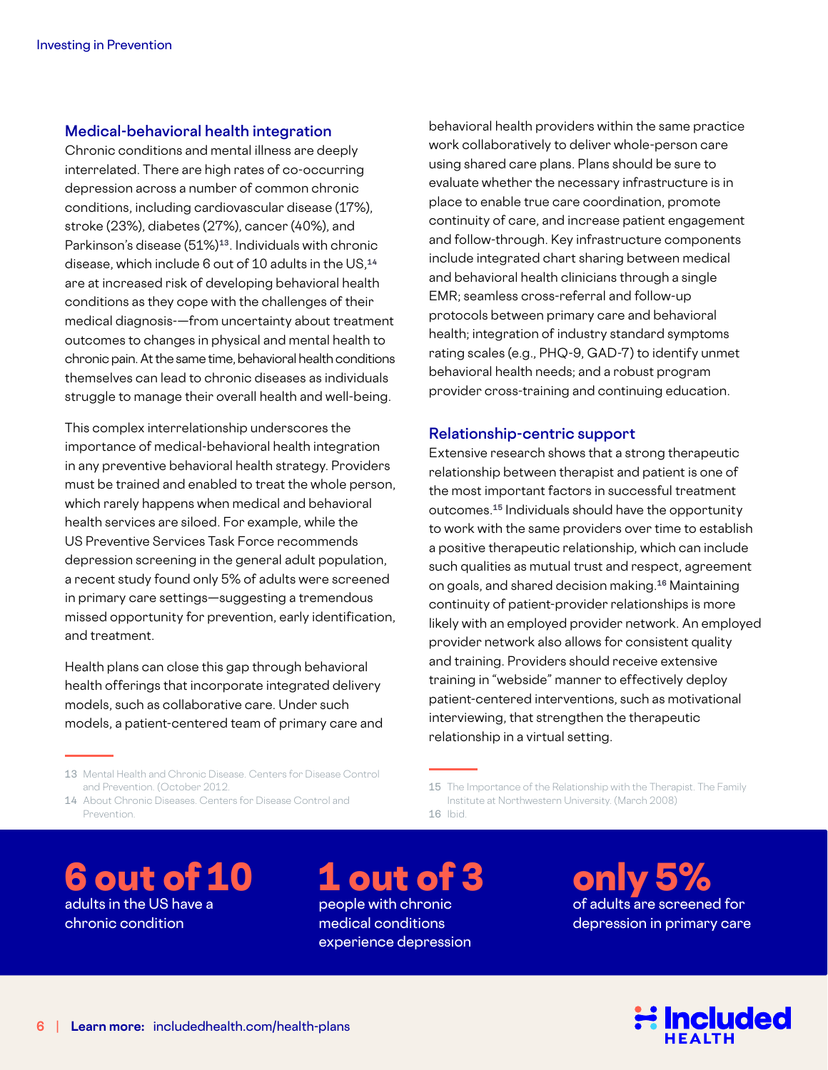## Medical-behavioral health integration

Chronic conditions and mental illness are deeply interrelated. There are high rates of co-occurring depression across a number of common chronic conditions, including cardiovascular disease (17%), stroke (23%), diabetes (27%), cancer (40%), and Parkinson's disease (51%)[13]. Individuals with chronic disease, which include 6 out of 10 adults in the US,[14] are at increased risk of developing behavioral health conditions as they cope with the challenges of their medical diagnosis-—from uncertainty about treatment outcomes to changes in physical and mental health to chronic pain. At the same time, behavioral health conditions themselves can lead to chronic diseases as individuals struggle to manage their overall health and well-being.

This complex interrelationship underscores the importance of medical-behavioral health integration in any preventive behavioral health strategy. Providers must be trained and enabled to treat the whole person, which rarely happens when medical and behavioral health services are siloed. For example, while the US Preventive Services Task Force recommends depression screening in the general adult population, a recent study found only 5% of adults were screened in primary care settings—suggesting a tremendous missed opportunity for prevention, early identification, and treatment.

Health plans can close this gap through behavioral health offerings that incorporate integrated delivery models, such as collaborative care. Under such models, a patient-centered team of primary care and behavioral health providers within the same practice work collaboratively to deliver whole-person care using shared care plans. Plans should be sure to evaluate whether the necessary infrastructure is in place to enable true care coordination, promote continuity of care, and increase patient engagement and follow-through. Key infrastructure components include integrated chart sharing between medical and behavioral health clinicians through a single EMR; seamless cross-referral and follow-up protocols between primary care and behavioral health; integration of industry standard symptoms rating scales (e.g., PHQ-9, GAD-7) to identify unmet behavioral health needs; and a robust program provider cross-training and continuing education.

13 Mental Health and Chronic Disease. Centers for Disease Control and Prevention. (October 2012.

14 About Chronic Diseases. Centers for Disease Control and Prevention.

## Relationship-centric support

Extensive research shows that a strong therapeutic relationship between therapist and patient is one of the most important factors in successful treatment outcomes.[15] Individuals should have the opportunity to work with the same providers over time to establish a positive therapeutic relationship, which can include such qualities as mutual trust and respect, agreement on goals, and shared decision making.[16] Maintaining continuity of patient-provider relationships is more likely with an employed provider network. An employed provider network also allows for consistent quality and training. Providers should receive extensive training in "webside" manner to effectively deploy patient-centered interventions, such as motivational interviewing, that strengthen the therapeutic relationship in a virtual setting.

15 The Importance of the Relationship with the Therapist. The Family Institute at Northwestern University. (March 2008)

16 Ibid.

**6 out of 10**
adults in the US have a chronic condition

**1 out of 3**
people with chronic medical conditions experience depression

**only 5%**
of adults are screened for depression in primary care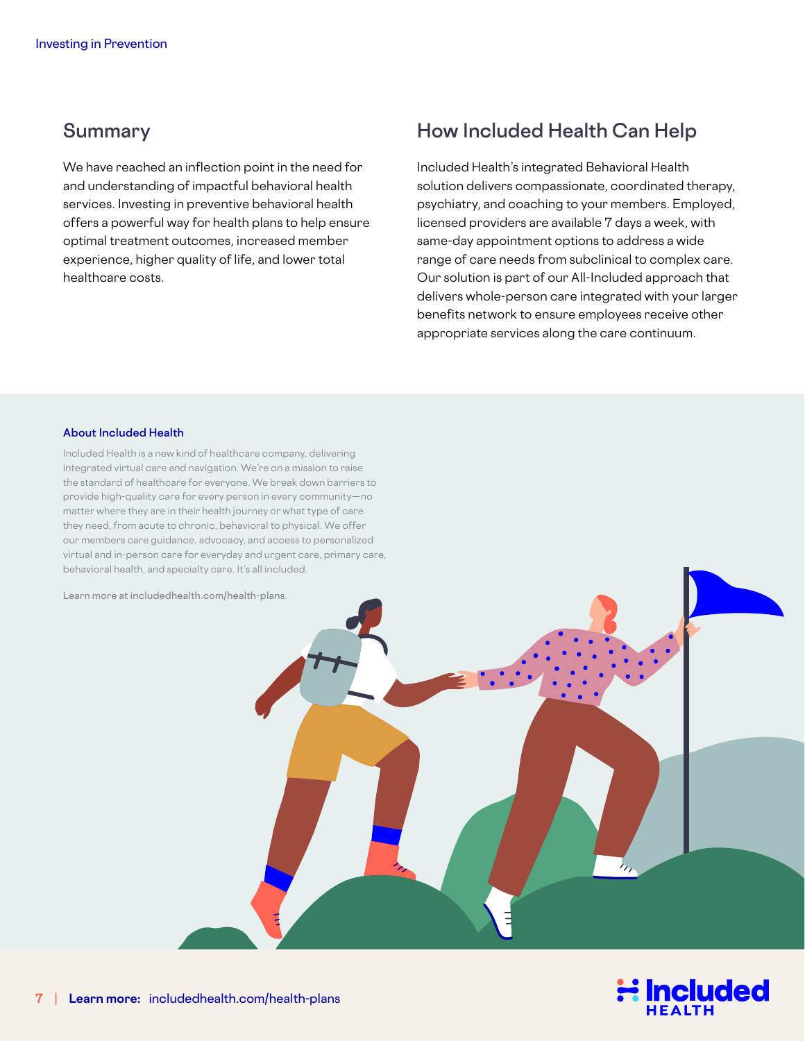## Summary

We have reached an inflection point in the need for and understanding of impactful behavioral health services. Investing in preventive behavioral health offers a powerful way for health plans to help ensure optimal treatment outcomes, increased member experience, higher quality of life, and lower total healthcare costs.

## How Included Health Can Help

Included Health's integrated Behavioral Health solution delivers compassionate, coordinated therapy, psychiatry, and coaching to your members. Employed, licensed providers are available 7 days a week, with same-day appointment options to address a wide range of care needs from subclinical to complex care. Our solution is part of our All-Included approach that delivers whole-person care integrated with your larger benefits network to ensure employees receive other appropriate services along the care continuum.

### About Included Health

Included Health is a new kind of healthcare company, delivering integrated virtual care and navigation. We're on a mission to raise the standard of healthcare for everyone. We break down barriers to provide high-quality care for every person in every community—no matter where they are in their health journey or what type of care they need, from acute to chronic, behavioral to physical. We offer our members care guidance, advocacy, and access to personalized virtual and in-person care for everyday and urgent care, primary care, behavioral health, and specialty care. It's all included.

Learn more at includedhealth.com/health-plans.